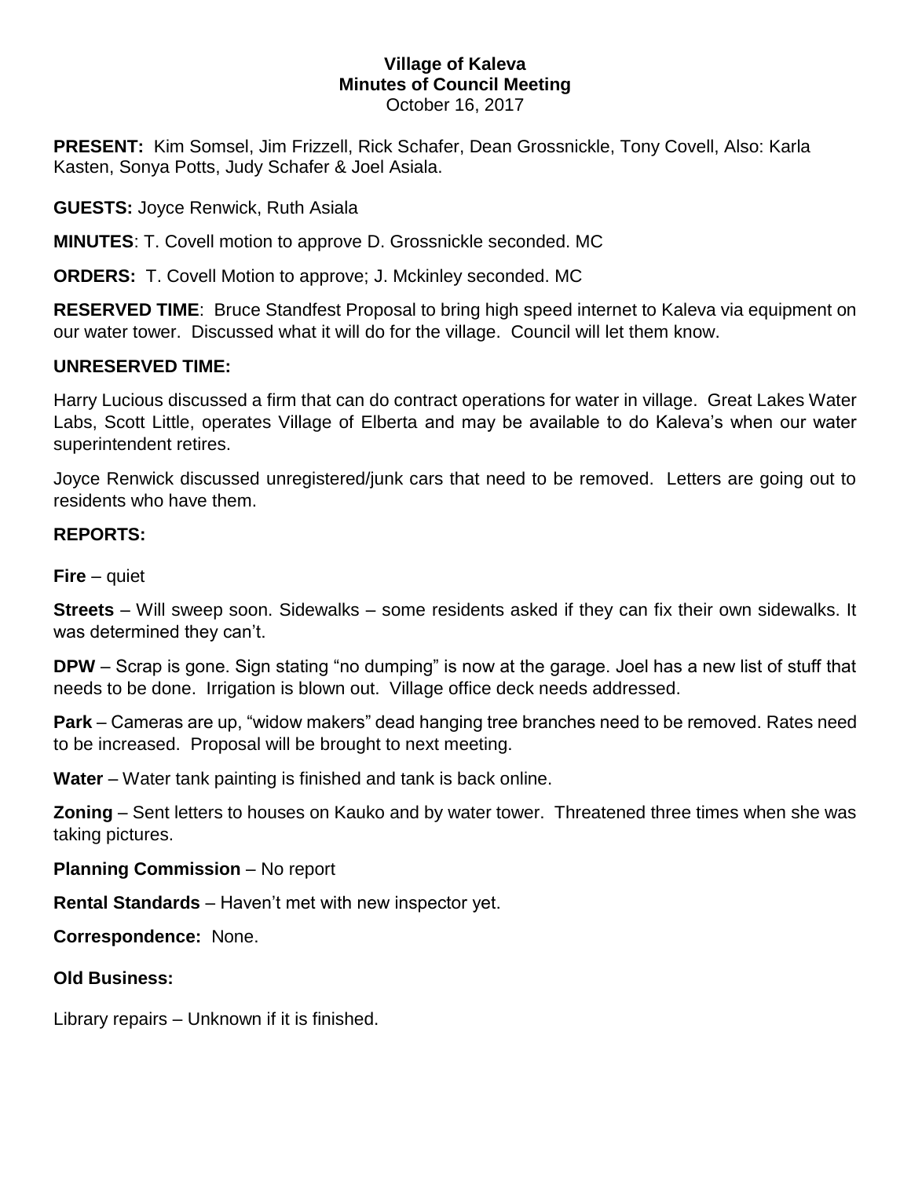# Village of Kaleva
## Minutes of Council Meeting
October 16, 2017

**PRESENT:** Kim Somsel, Jim Frizzell, Rick Schafer, Dean Grossnickle, Tony Covell, Also: Karla Kasten, Sonya Potts, Judy Schafer & Joel Asiala.

**GUESTS:** Joyce Renwick, Ruth Asiala

**MINUTES**: T. Covell motion to approve D. Grossnickle seconded. MC

**ORDERS:** T. Covell Motion to approve; J. Mckinley seconded. MC

**RESERVED TIME**: Bruce Standfest Proposal to bring high speed internet to Kaleva via equipment on our water tower. Discussed what it will do for the village. Council will let them know.

**UNRESERVED TIME:**

Harry Lucious discussed a firm that can do contract operations for water in village. Great Lakes Water Labs, Scott Little, operates Village of Elberta and may be available to do Kaleva's when our water superintendent retires.

Joyce Renwick discussed unregistered/junk cars that need to be removed. Letters are going out to residents who have them.

**REPORTS:**

**Fire** – quiet

**Streets** – Will sweep soon. Sidewalks – some residents asked if they can fix their own sidewalks. It was determined they can't.

**DPW** – Scrap is gone. Sign stating "no dumping" is now at the garage. Joel has a new list of stuff that needs to be done. Irrigation is blown out. Village office deck needs addressed.

**Park** – Cameras are up, "widow makers" dead hanging tree branches need to be removed. Rates need to be increased. Proposal will be brought to next meeting.

**Water** – Water tank painting is finished and tank is back online.

**Zoning** – Sent letters to houses on Kauko and by water tower. Threatened three times when she was taking pictures.

**Planning Commission** – No report

**Rental Standards** – Haven't met with new inspector yet.

**Correspondence:** None.

**Old Business:**

Library repairs – Unknown if it is finished.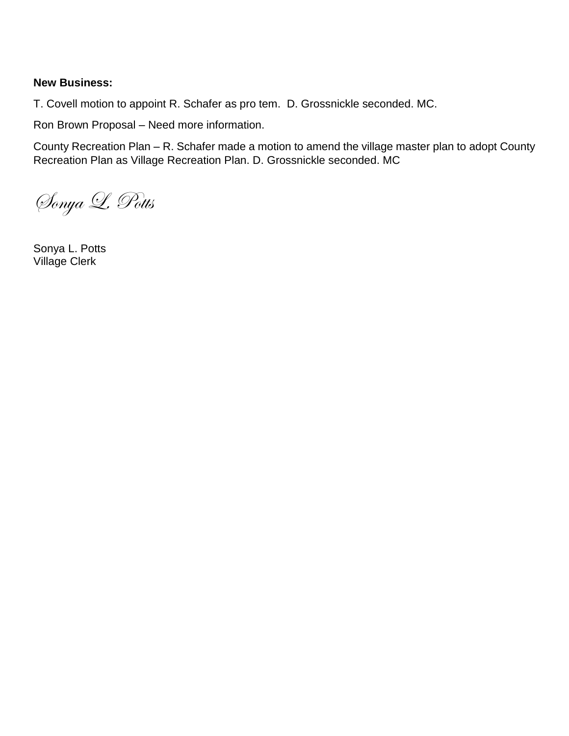**New Business:**

T. Covell motion to appoint R. Schafer as pro tem. D. Grossnickle seconded. MC.

Ron Brown Proposal – Need more information.

County Recreation Plan – R. Schafer made a motion to amend the village master plan to adopt County Recreation Plan as Village Recreation Plan. D. Grossnickle seconded. MC

*Sonya L. Potts*

Sonya L. Potts
Village Clerk